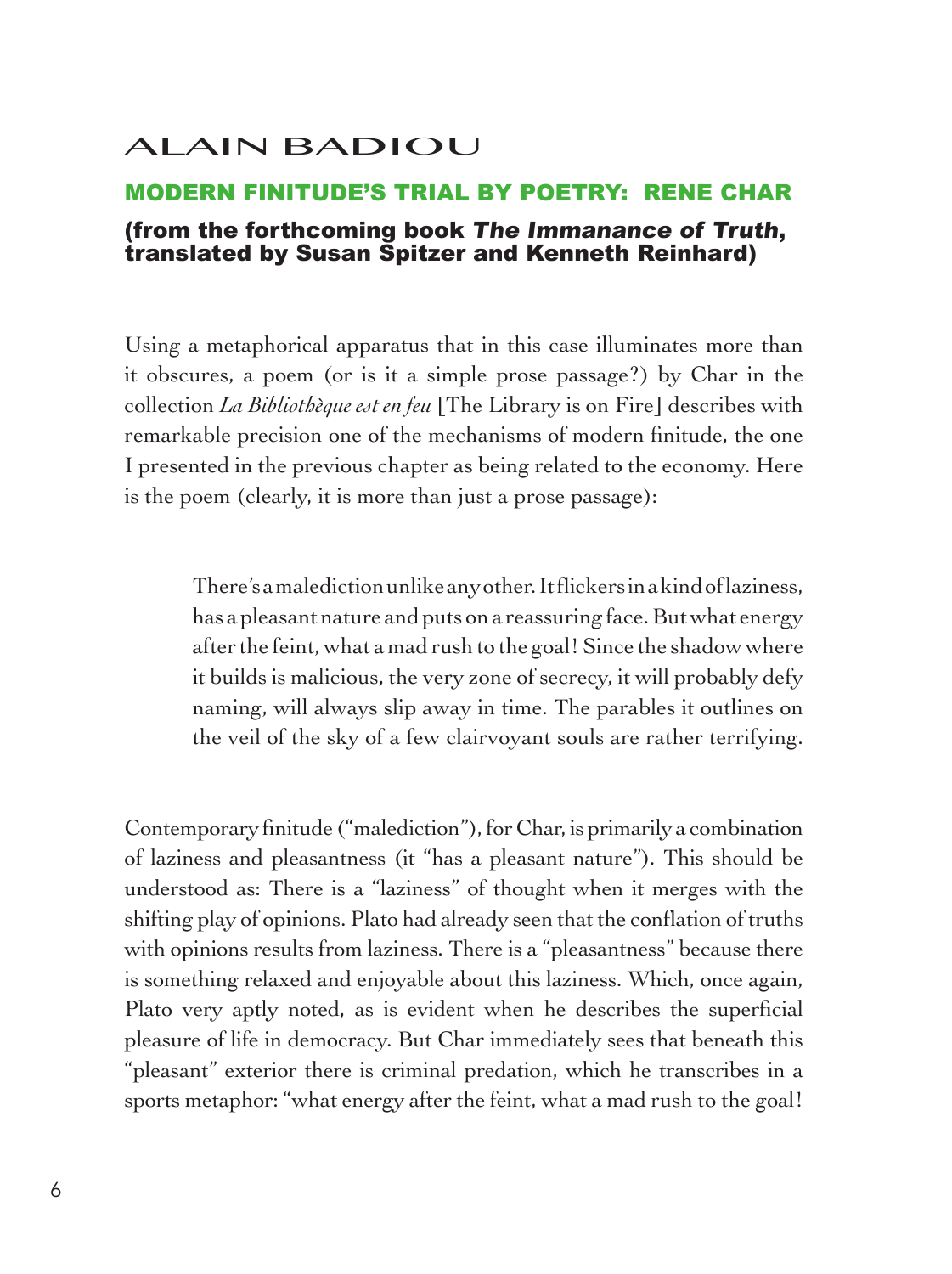# ALAIN BADIOU

## MODERN FINITUDE'S TRIAL BY POETRY: RENE CHAR

### (from the forthcoming book *The Immanance of Truth*, translated by Susan Spitzer and Kenneth Reinhard)

Using a metaphorical apparatus that in this case illuminates more than it obscures, a poem (or is it a simple prose passage?) by Char in the collection *La Bibliothèque est en feu* [The Library is on Fire] describes with remarkable precision one of the mechanisms of modern finitude, the one I presented in the previous chapter as being related to the economy. Here is the poem (clearly, it is more than just a prose passage):

> There's a malediction unlike any other. It flickers in a kind of laziness, has a pleasant nature and puts on a reassuring face. But what energy after the feint, what a mad rush to the goal! Since the shadow where it builds is malicious, the very zone of secrecy, it will probably defy naming, will always slip away in time. The parables it outlines on the veil of the sky of a few clairvoyant souls are rather terrifying.

Contemporary finitude ("malediction"), for Char, is primarily a combination of laziness and pleasantness (it "has a pleasant nature"). This should be understood as: There is a "laziness" of thought when it merges with the shifting play of opinions. Plato had already seen that the conflation of truths with opinions results from laziness. There is a "pleasantness" because there is something relaxed and enjoyable about this laziness. Which, once again, Plato very aptly noted, as is evident when he describes the superficial pleasure of life in democracy. But Char immediately sees that beneath this "pleasant" exterior there is criminal predation, which he transcribes in a sports metaphor: "what energy after the feint, what a mad rush to the goal!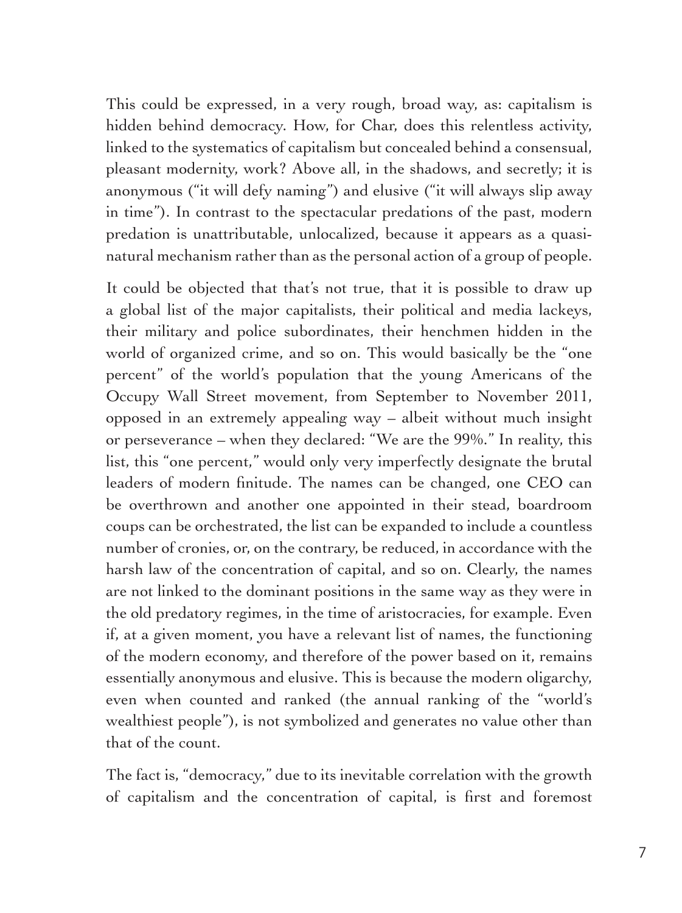This could be expressed, in a very rough, broad way, as: capitalism is hidden behind democracy. How, for Char, does this relentless activity, linked to the systematics of capitalism but concealed behind a consensual, pleasant modernity, work? Above all, in the shadows, and secretly; it is anonymous ("it will defy naming") and elusive ("it will always slip away in time"). In contrast to the spectacular predations of the past, modern predation is unattributable, unlocalized, because it appears as a quasi-natural mechanism rather than as the personal action of a group of people.

It could be objected that that's not true, that it is possible to draw up a global list of the major capitalists, their political and media lackeys, their military and police subordinates, their henchmen hidden in the world of organized crime, and so on. This would basically be the "one percent" of the world's population that the young Americans of the Occupy Wall Street movement, from September to November 2011, opposed in an extremely appealing way – albeit without much insight or perseverance – when they declared: "We are the 99%." In reality, this list, this "one percent," would only very imperfectly designate the brutal leaders of modern finitude. The names can be changed, one CEO can be overthrown and another one appointed in their stead, boardroom coups can be orchestrated, the list can be expanded to include a countless number of cronies, or, on the contrary, be reduced, in accordance with the harsh law of the concentration of capital, and so on. Clearly, the names are not linked to the dominant positions in the same way as they were in the old predatory regimes, in the time of aristocracies, for example. Even if, at a given moment, you have a relevant list of names, the functioning of the modern economy, and therefore of the power based on it, remains essentially anonymous and elusive. This is because the modern oligarchy, even when counted and ranked (the annual ranking of the "world's wealthiest people"), is not symbolized and generates no value other than that of the count.

The fact is, "democracy," due to its inevitable correlation with the growth of capitalism and the concentration of capital, is first and foremost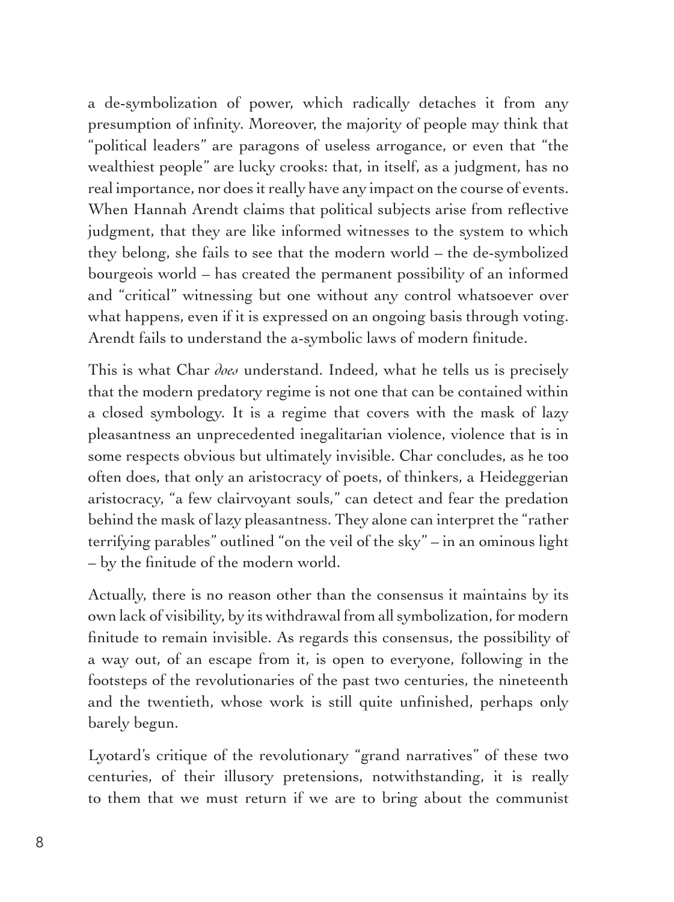a de-symbolization of power, which radically detaches it from any presumption of infinity. Moreover, the majority of people may think that "political leaders" are paragons of useless arrogance, or even that "the wealthiest people" are lucky crooks: that, in itself, as a judgment, has no real importance, nor does it really have any impact on the course of events. When Hannah Arendt claims that political subjects arise from reflective judgment, that they are like informed witnesses to the system to which they belong, she fails to see that the modern world – the de-symbolized bourgeois world – has created the permanent possibility of an informed and "critical" witnessing but one without any control whatsoever over what happens, even if it is expressed on an ongoing basis through voting. Arendt fails to understand the a-symbolic laws of modern finitude.

This is what Char *does* understand. Indeed, what he tells us is precisely that the modern predatory regime is not one that can be contained within a closed symbology. It is a regime that covers with the mask of lazy pleasantness an unprecedented inegalitarian violence, violence that is in some respects obvious but ultimately invisible. Char concludes, as he too often does, that only an aristocracy of poets, of thinkers, a Heideggerian aristocracy, "a few clairvoyant souls," can detect and fear the predation behind the mask of lazy pleasantness. They alone can interpret the "rather terrifying parables" outlined "on the veil of the sky" – in an ominous light – by the finitude of the modern world.

Actually, there is no reason other than the consensus it maintains by its own lack of visibility, by its withdrawal from all symbolization, for modern finitude to remain invisible. As regards this consensus, the possibility of a way out, of an escape from it, is open to everyone, following in the footsteps of the revolutionaries of the past two centuries, the nineteenth and the twentieth, whose work is still quite unfinished, perhaps only barely begun.

Lyotard's critique of the revolutionary "grand narratives" of these two centuries, of their illusory pretensions, notwithstanding, it is really to them that we must return if we are to bring about the communist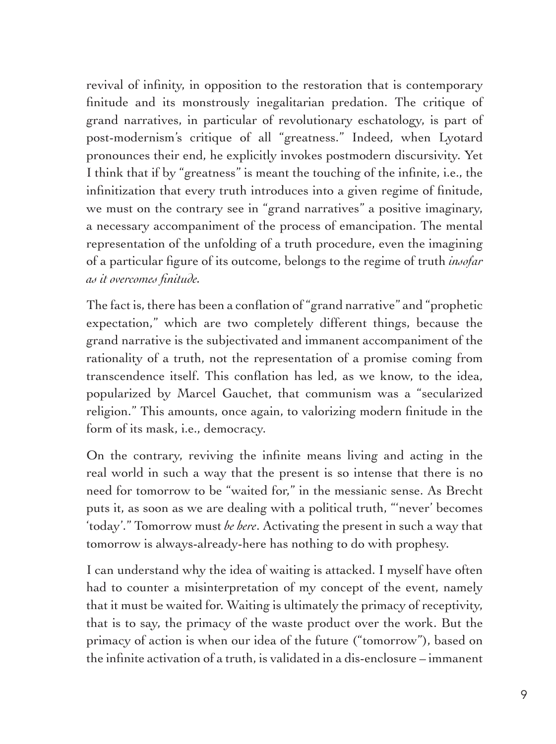revival of infinity, in opposition to the restoration that is contemporary finitude and its monstrously inegalitarian predation. The critique of grand narratives, in particular of revolutionary eschatology, is part of post-modernism's critique of all "greatness." Indeed, when Lyotard pronounces their end, he explicitly invokes postmodern discursivity. Yet I think that if by "greatness" is meant the touching of the infinite, i.e., the infinitization that every truth introduces into a given regime of finitude, we must on the contrary see in "grand narratives" a positive imaginary, a necessary accompaniment of the process of emancipation. The mental representation of the unfolding of a truth procedure, even the imagining of a particular figure of its outcome, belongs to the regime of truth *insofar as it overcomes finitude.*

The fact is, there has been a conflation of "grand narrative" and "prophetic expectation," which are two completely different things, because the grand narrative is the subjectivated and immanent accompaniment of the rationality of a truth, not the representation of a promise coming from transcendence itself. This conflation has led, as we know, to the idea, popularized by Marcel Gauchet, that communism was a "secularized religion." This amounts, once again, to valorizing modern finitude in the form of its mask, i.e., democracy.

On the contrary, reviving the infinite means living and acting in the real world in such a way that the present is so intense that there is no need for tomorrow to be "waited for," in the messianic sense. As Brecht puts it, as soon as we are dealing with a political truth, "'never' becomes 'today'." Tomorrow must *be here*. Activating the present in such a way that tomorrow is always-already-here has nothing to do with prophesy.

I can understand why the idea of waiting is attacked. I myself have often had to counter a misinterpretation of my concept of the event, namely that it must be waited for. Waiting is ultimately the primacy of receptivity, that is to say, the primacy of the waste product over the work. But the primacy of action is when our idea of the future ("tomorrow"), based on the infinite activation of a truth, is validated in a dis-enclosure – immanent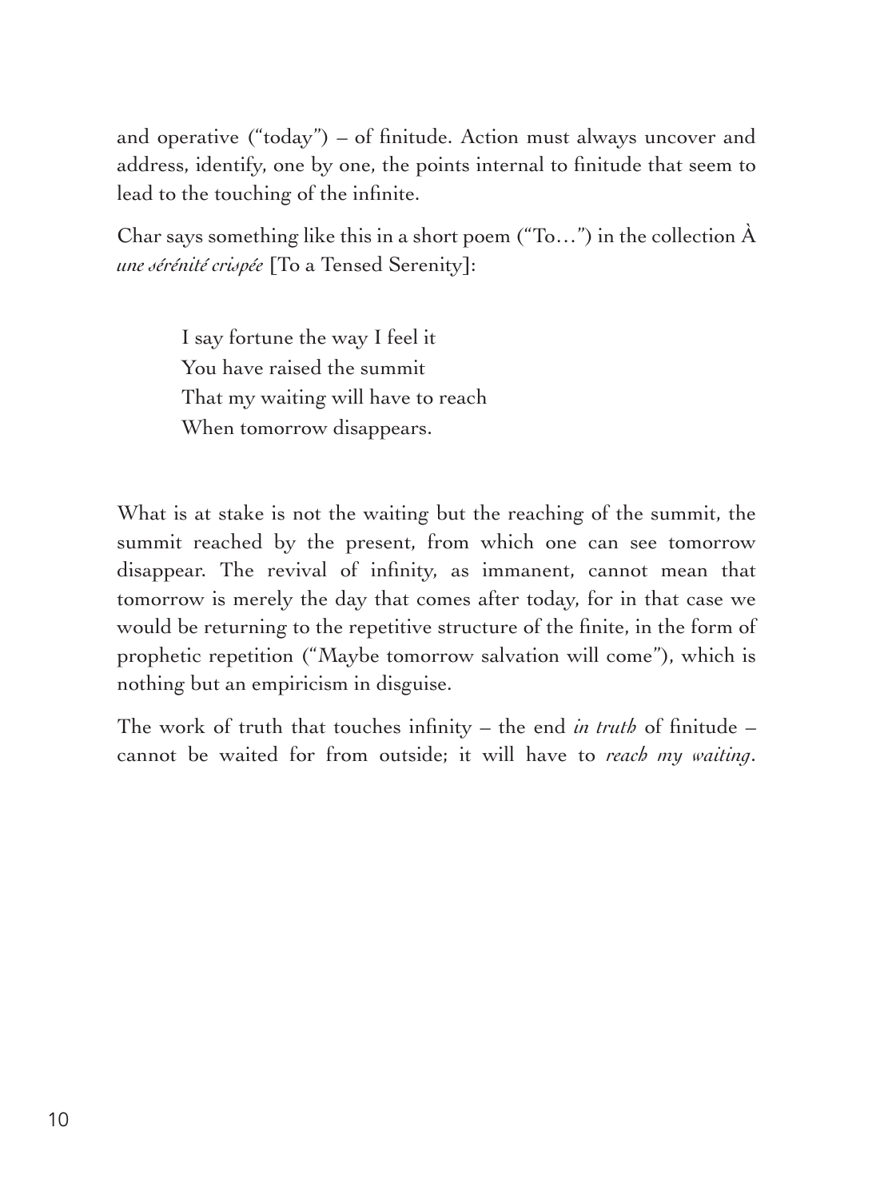and operative ("today") – of finitude. Action must always uncover and address, identify, one by one, the points internal to finitude that seem to lead to the touching of the infinite.

Char says something like this in a short poem ("To…") in the collection *À une sérénité crispée* [To a Tensed Serenity]:

> I say fortune the way I feel it
> You have raised the summit
> That my waiting will have to reach
> When tomorrow disappears.

What is at stake is not the waiting but the reaching of the summit, the summit reached by the present, from which one can see tomorrow disappear. The revival of infinity, as immanent, cannot mean that tomorrow is merely the day that comes after today, for in that case we would be returning to the repetitive structure of the finite, in the form of prophetic repetition ("Maybe tomorrow salvation will come"), which is nothing but an empiricism in disguise.

The work of truth that touches infinity – the end *in truth* of finitude – cannot be waited for from outside; it will have to *reach my waiting*.